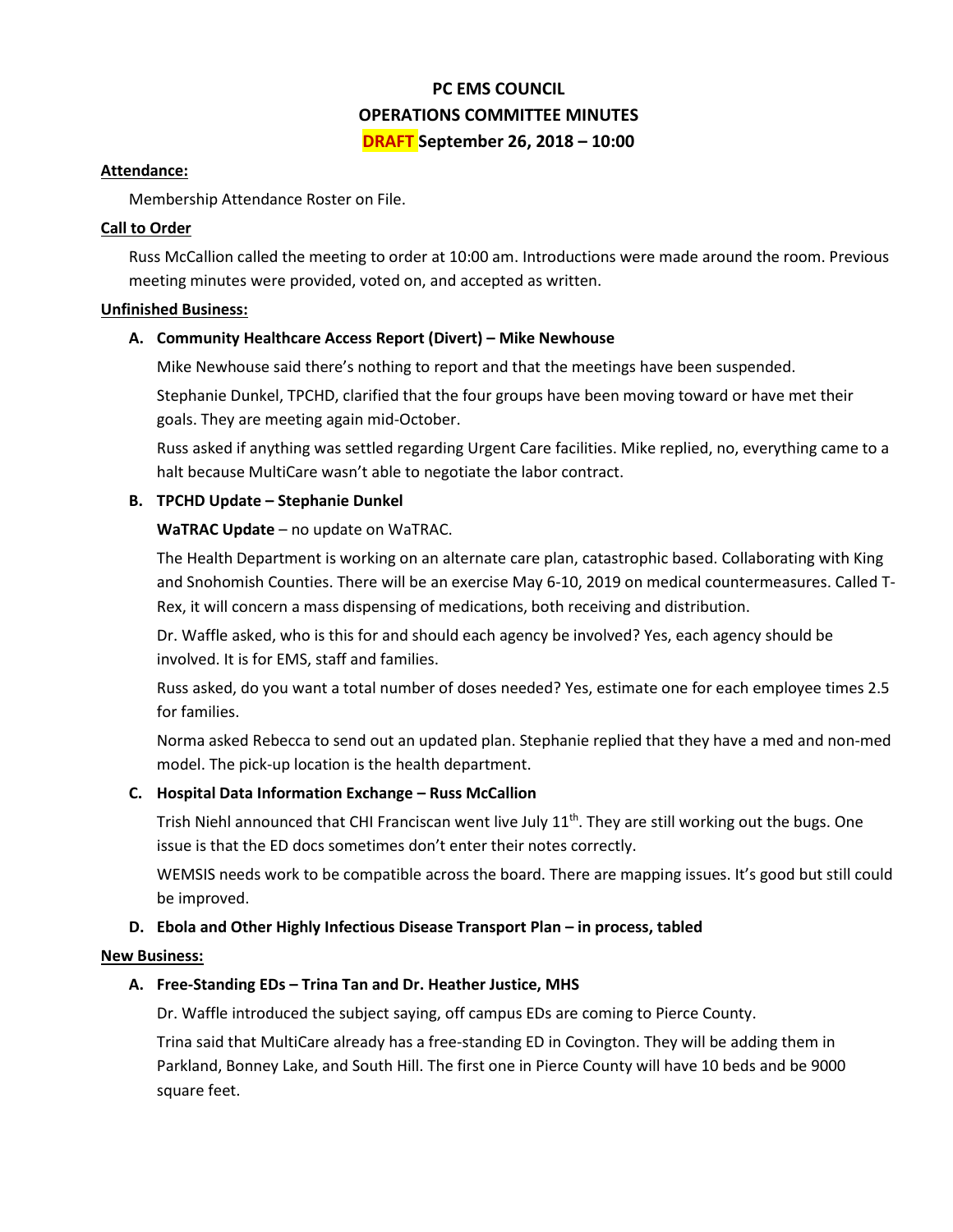# PC EMS COUNCIL
## OPERATIONS COMMITTEE MINUTES
### DRAFT September 26, 2018 – 10:00

**Attendance:**

Membership Attendance Roster on File.

**Call to Order**

Russ McCallion called the meeting to order at 10:00 am. Introductions were made around the room. Previous meeting minutes were provided, voted on, and accepted as written.

**Unfinished Business:**

**A. Community Healthcare Access Report (Divert) – Mike Newhouse**

Mike Newhouse said there's nothing to report and that the meetings have been suspended.

Stephanie Dunkel, TPCHD, clarified that the four groups have been moving toward or have met their goals. They are meeting again mid-October.

Russ asked if anything was settled regarding Urgent Care facilities. Mike replied, no, everything came to a halt because MultiCare wasn't able to negotiate the labor contract.

**B. TPCHD Update – Stephanie Dunkel**

**WaTRAC Update** – no update on WaTRAC.

The Health Department is working on an alternate care plan, catastrophic based. Collaborating with King and Snohomish Counties. There will be an exercise May 6-10, 2019 on medical countermeasures. Called T-Rex, it will concern a mass dispensing of medications, both receiving and distribution.

Dr. Waffle asked, who is this for and should each agency be involved? Yes, each agency should be involved. It is for EMS, staff and families.

Russ asked, do you want a total number of doses needed? Yes, estimate one for each employee times 2.5 for families.

Norma asked Rebecca to send out an updated plan. Stephanie replied that they have a med and non-med model. The pick-up location is the health department.

**C. Hospital Data Information Exchange – Russ McCallion**

Trish Niehl announced that CHI Franciscan went live July 11th. They are still working out the bugs. One issue is that the ED docs sometimes don't enter their notes correctly.

WEMSIS needs work to be compatible across the board. There are mapping issues. It's good but still could be improved.

**D. Ebola and Other Highly Infectious Disease Transport Plan – in process, tabled**

**New Business:**

**A. Free-Standing EDs – Trina Tan and Dr. Heather Justice, MHS**

Dr. Waffle introduced the subject saying, off campus EDs are coming to Pierce County.

Trina said that MultiCare already has a free-standing ED in Covington. They will be adding them in Parkland, Bonney Lake, and South Hill. The first one in Pierce County will have 10 beds and be 9000 square feet.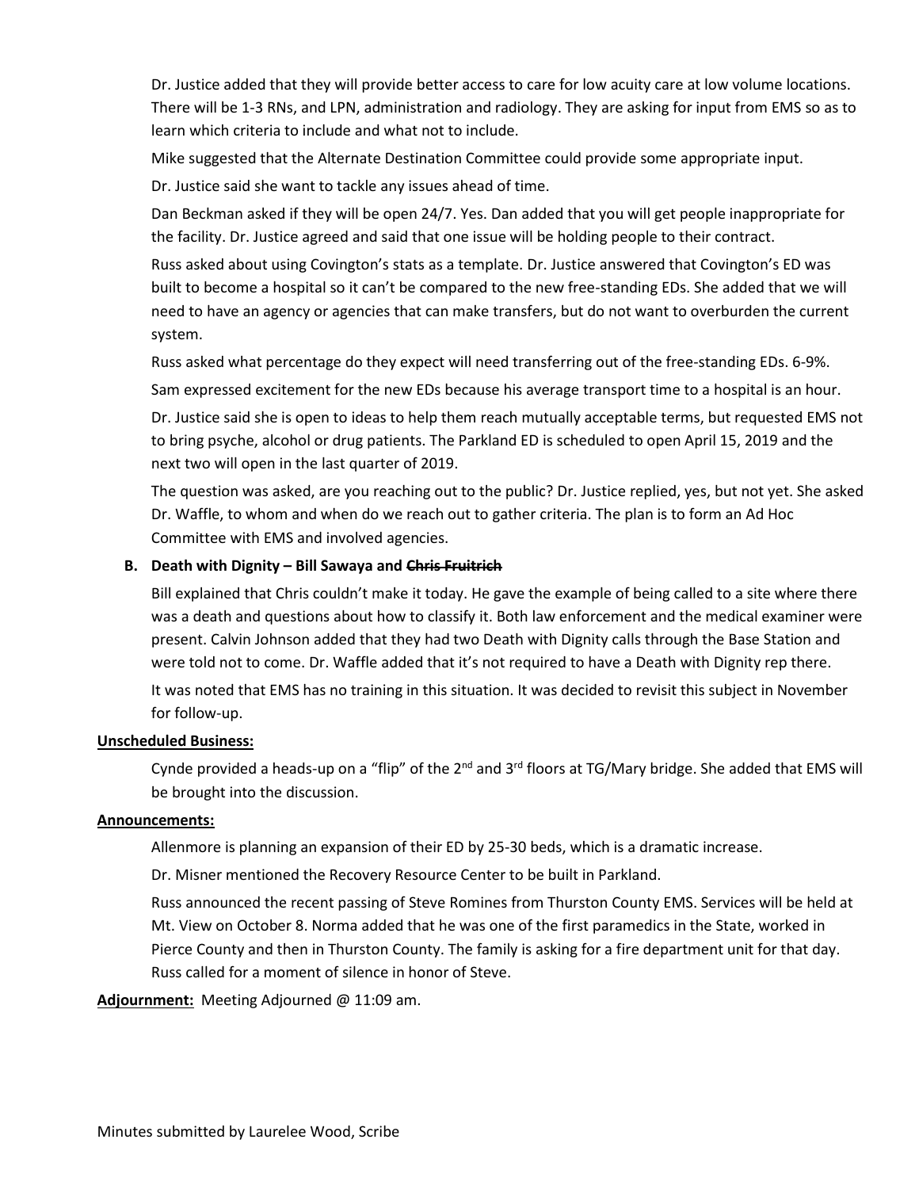Dr. Justice added that they will provide better access to care for low acuity care at low volume locations. There will be 1-3 RNs, and LPN, administration and radiology. They are asking for input from EMS so as to learn which criteria to include and what not to include.

Mike suggested that the Alternate Destination Committee could provide some appropriate input.

Dr. Justice said she want to tackle any issues ahead of time.

Dan Beckman asked if they will be open 24/7. Yes. Dan added that you will get people inappropriate for the facility. Dr. Justice agreed and said that one issue will be holding people to their contract.

Russ asked about using Covington's stats as a template. Dr. Justice answered that Covington's ED was built to become a hospital so it can't be compared to the new free-standing EDs. She added that we will need to have an agency or agencies that can make transfers, but do not want to overburden the current system.

Russ asked what percentage do they expect will need transferring out of the free-standing EDs. 6-9%.

Sam expressed excitement for the new EDs because his average transport time to a hospital is an hour.

Dr. Justice said she is open to ideas to help them reach mutually acceptable terms, but requested EMS not to bring psyche, alcohol or drug patients. The Parkland ED is scheduled to open April 15, 2019 and the next two will open in the last quarter of 2019.

The question was asked, are you reaching out to the public? Dr. Justice replied, yes, but not yet. She asked Dr. Waffle, to whom and when do we reach out to gather criteria. The plan is to form an Ad Hoc Committee with EMS and involved agencies.

**B. Death with Dignity – Bill Sawaya and ~~Chris Fruitrich~~**

Bill explained that Chris couldn't make it today. He gave the example of being called to a site where there was a death and questions about how to classify it. Both law enforcement and the medical examiner were present. Calvin Johnson added that they had two Death with Dignity calls through the Base Station and were told not to come. Dr. Waffle added that it's not required to have a Death with Dignity rep there.

It was noted that EMS has no training in this situation. It was decided to revisit this subject in November for follow-up.

**Unscheduled Business:**

Cynde provided a heads-up on a "flip" of the 2nd and 3rd floors at TG/Mary bridge. She added that EMS will be brought into the discussion.

**Announcements:**

Allenmore is planning an expansion of their ED by 25-30 beds, which is a dramatic increase.

Dr. Misner mentioned the Recovery Resource Center to be built in Parkland.

Russ announced the recent passing of Steve Romines from Thurston County EMS. Services will be held at Mt. View on October 8. Norma added that he was one of the first paramedics in the State, worked in Pierce County and then in Thurston County. The family is asking for a fire department unit for that day. Russ called for a moment of silence in honor of Steve.

**Adjournment:** Meeting Adjourned @ 11:09 am.

Minutes submitted by Laurelee Wood, Scribe